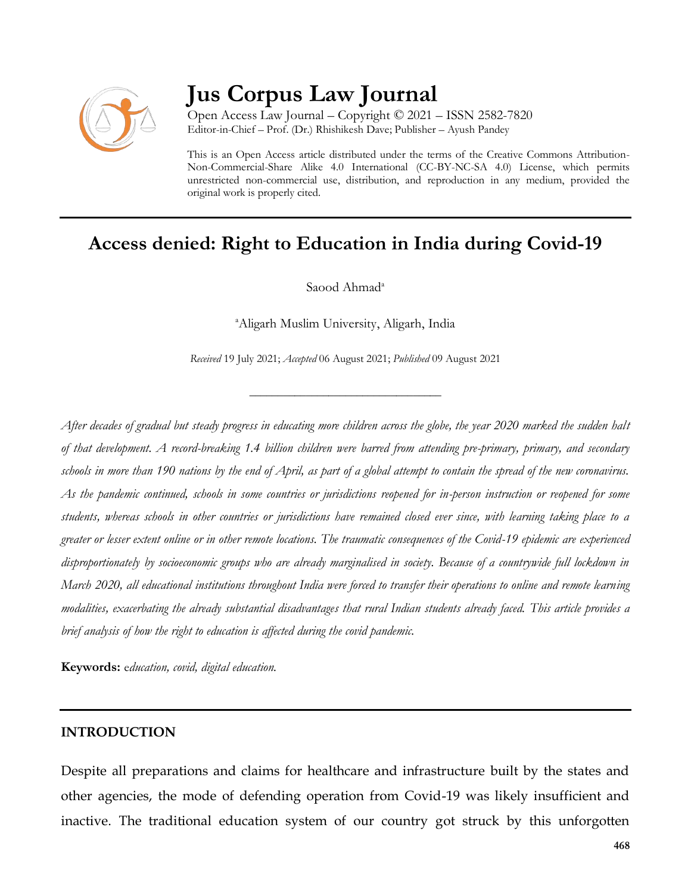# Jus Corpus Law Journal

Open Access Law Journal – Copyright © 2021 – ISSN 2582-7820
Editor-in-Chief – Prof. (Dr.) Rhishikesh Dave; Publisher – Ayush Pandey

This is an Open Access article distributed under the terms of the Creative Commons Attribution-Non-Commercial-Share Alike 4.0 International (CC-BY-NC-SA 4.0) License, which permits unrestricted non-commercial use, distribution, and reproduction in any medium, provided the original work is properly cited.

---

## Access denied: Right to Education in India during Covid-19

Saood Ahmad[a]

[a]Aligarh Muslim University, Aligarh, India

*Received* 19 July 2021; *Accepted* 06 August 2021; *Published* 09 August 2021

---

*After decades of gradual but steady progress in educating more children across the globe, the year 2020 marked the sudden halt of that development. A record-breaking 1.4 billion children were barred from attending pre-primary, primary, and secondary schools in more than 190 nations by the end of April, as part of a global attempt to contain the spread of the new coronavirus. As the pandemic continued, schools in some countries or jurisdictions reopened for in-person instruction or reopened for some students, whereas schools in other countries or jurisdictions have remained closed ever since, with learning taking place to a greater or lesser extent online or in other remote locations. The traumatic consequences of the Covid-19 epidemic are experienced disproportionately by socioeconomic groups who are already marginalised in society. Because of a countrywide full lockdown in March 2020, all educational institutions throughout India were forced to transfer their operations to online and remote learning modalities, exacerbating the already substantial disadvantages that rural Indian students already faced. This article provides a brief analysis of how the right to education is affected during the covid pandemic.*

**Keywords:** e*ducation, covid, digital education.*

---

### INTRODUCTION

Despite all preparations and claims for healthcare and infrastructure built by the states and other agencies, the mode of defending operation from Covid-19 was likely insufficient and inactive. The traditional education system of our country got struck by this unforgotten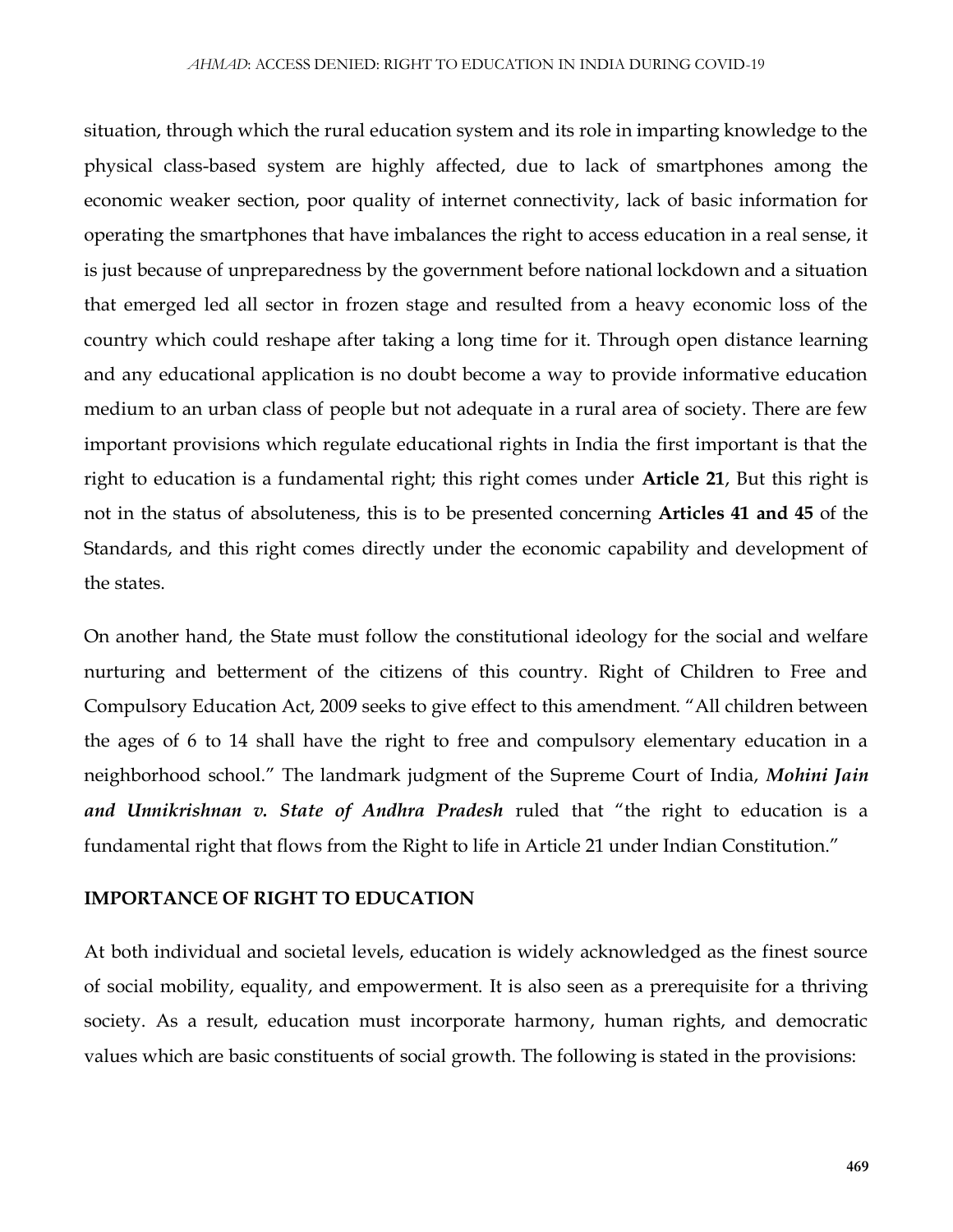situation, through which the rural education system and its role in imparting knowledge to the physical class-based system are highly affected, due to lack of smartphones among the economic weaker section, poor quality of internet connectivity, lack of basic information for operating the smartphones that have imbalances the right to access education in a real sense, it is just because of unpreparedness by the government before national lockdown and a situation that emerged led all sector in frozen stage and resulted from a heavy economic loss of the country which could reshape after taking a long time for it. Through open distance learning and any educational application is no doubt become a way to provide informative education medium to an urban class of people but not adequate in a rural area of society. There are few important provisions which regulate educational rights in India the first important is that the right to education is a fundamental right; this right comes under **Article 21**, But this right is not in the status of absoluteness, this is to be presented concerning **Articles 41 and 45** of the Standards, and this right comes directly under the economic capability and development of the states.

On another hand, the State must follow the constitutional ideology for the social and welfare nurturing and betterment of the citizens of this country. Right of Children to Free and Compulsory Education Act, 2009 seeks to give effect to this amendment. "All children between the ages of 6 to 14 shall have the right to free and compulsory elementary education in a neighborhood school." The landmark judgment of the Supreme Court of India, ***Mohini Jain and Unnikrishnan v. State of Andhra Pradesh*** ruled that "the right to education is a fundamental right that flows from the Right to life in Article 21 under Indian Constitution."

## IMPORTANCE OF RIGHT TO EDUCATION

At both individual and societal levels, education is widely acknowledged as the finest source of social mobility, equality, and empowerment. It is also seen as a prerequisite for a thriving society. As a result, education must incorporate harmony, human rights, and democratic values which are basic constituents of social growth. The following is stated in the provisions: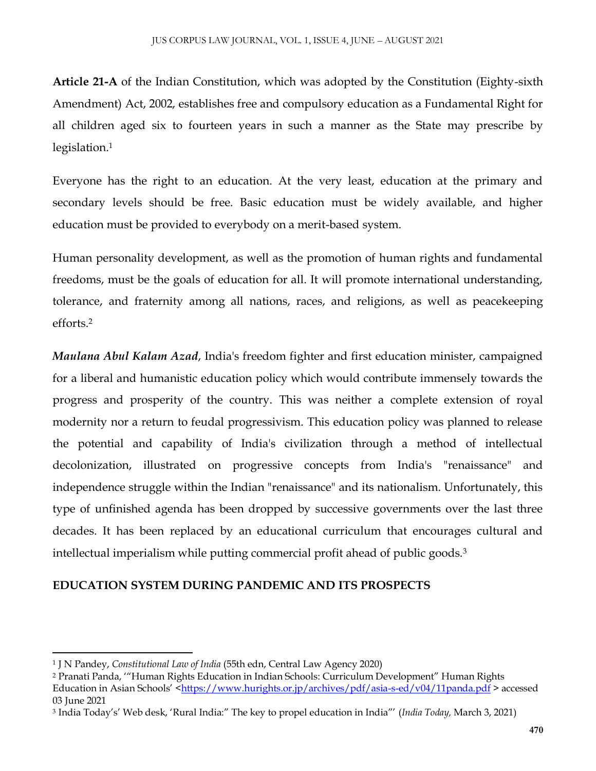**Article 21-A** of the Indian Constitution, which was adopted by the Constitution (Eighty-sixth Amendment) Act, 2002, establishes free and compulsory education as a Fundamental Right for all children aged six to fourteen years in such a manner as the State may prescribe by legislation.[1]

Everyone has the right to an education. At the very least, education at the primary and secondary levels should be free. Basic education must be widely available, and higher education must be provided to everybody on a merit-based system.

Human personality development, as well as the promotion of human rights and fundamental freedoms, must be the goals of education for all. It will promote international understanding, tolerance, and fraternity among all nations, races, and religions, as well as peacekeeping efforts.[2]

***Maulana Abul Kalam Azad***, India's freedom fighter and first education minister, campaigned for a liberal and humanistic education policy which would contribute immensely towards the progress and prosperity of the country. This was neither a complete extension of royal modernity nor a return to feudal progressivism. This education policy was planned to release the potential and capability of India's civilization through a method of intellectual decolonization, illustrated on progressive concepts from India's "renaissance" and independence struggle within the Indian "renaissance" and its nationalism. Unfortunately, this type of unfinished agenda has been dropped by successive governments over the last three decades. It has been replaced by an educational curriculum that encourages cultural and intellectual imperialism while putting commercial profit ahead of public goods.[3]

## EDUCATION SYSTEM DURING PANDEMIC AND ITS PROSPECTS

---

[1] J N Pandey, *Constitutional Law of India* (55th edn, Central Law Agency 2020)

[2] Pranati Panda, '"Human Rights Education in Indian Schools: Curriculum Development" Human Rights Education in Asian Schools' <https://www.hurights.or.jp/archives/pdf/asia-s-ed/v04/11panda.pdf > accessed 03 June 2021

[3] India Today's' Web desk, 'Rural India:" The key to propel education in India"' (*India Today,* March 3, 2021)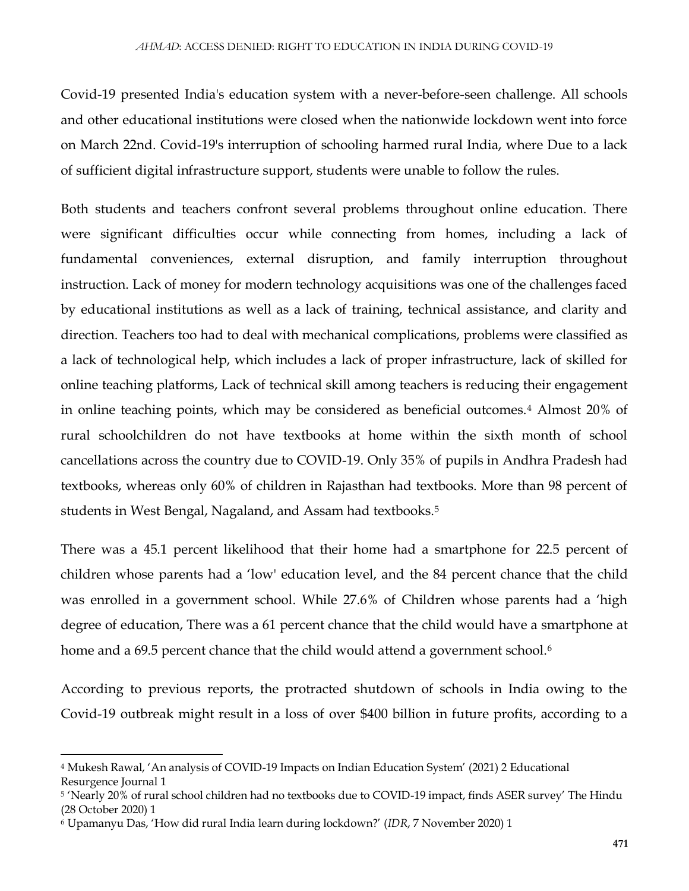Covid-19 presented India's education system with a never-before-seen challenge. All schools and other educational institutions were closed when the nationwide lockdown went into force on March 22nd. Covid-19's interruption of schooling harmed rural India, where Due to a lack of sufficient digital infrastructure support, students were unable to follow the rules.

Both students and teachers confront several problems throughout online education. There were significant difficulties occur while connecting from homes, including a lack of fundamental conveniences, external disruption, and family interruption throughout instruction. Lack of money for modern technology acquisitions was one of the challenges faced by educational institutions as well as a lack of training, technical assistance, and clarity and direction. Teachers too had to deal with mechanical complications, problems were classified as a lack of technological help, which includes a lack of proper infrastructure, lack of skilled for online teaching platforms, Lack of technical skill among teachers is reducing their engagement in online teaching points, which may be considered as beneficial outcomes.[4] Almost 20% of rural schoolchildren do not have textbooks at home within the sixth month of school cancellations across the country due to COVID-19. Only 35% of pupils in Andhra Pradesh had textbooks, whereas only 60% of children in Rajasthan had textbooks. More than 98 percent of students in West Bengal, Nagaland, and Assam had textbooks.[5]

There was a 45.1 percent likelihood that their home had a smartphone for 22.5 percent of children whose parents had a 'low' education level, and the 84 percent chance that the child was enrolled in a government school. While 27.6% of Children whose parents had a 'high degree of education, There was a 61 percent chance that the child would have a smartphone at home and a 69.5 percent chance that the child would attend a government school.[6]

According to previous reports, the protracted shutdown of schools in India owing to the Covid-19 outbreak might result in a loss of over $400 billion in future profits, according to a

---

[4] Mukesh Rawal, 'An analysis of COVID-19 Impacts on Indian Education System' (2021) 2 Educational Resurgence Journal 1

[5] 'Nearly 20% of rural school children had no textbooks due to COVID-19 impact, finds ASER survey' The Hindu (28 October 2020) 1

[6] Upamanyu Das, 'How did rural India learn during lockdown?' (*IDR*, 7 November 2020) 1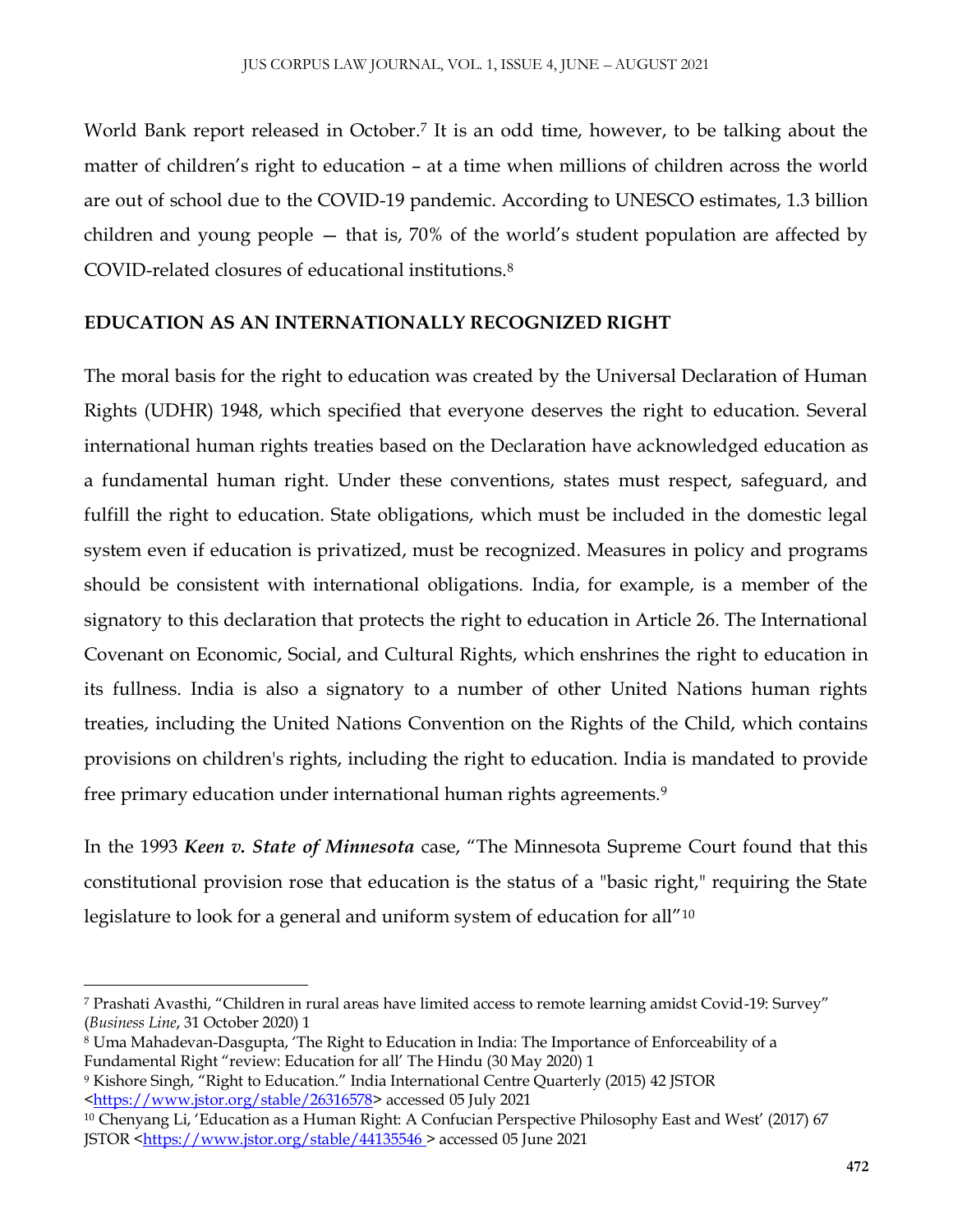World Bank report released in October.[7] It is an odd time, however, to be talking about the matter of children's right to education – at a time when millions of children across the world are out of school due to the COVID-19 pandemic. According to UNESCO estimates, 1.3 billion children and young people — that is, 70% of the world's student population are affected by COVID-related closures of educational institutions.[8]

## EDUCATION AS AN INTERNATIONALLY RECOGNIZED RIGHT

The moral basis for the right to education was created by the Universal Declaration of Human Rights (UDHR) 1948, which specified that everyone deserves the right to education. Several international human rights treaties based on the Declaration have acknowledged education as a fundamental human right. Under these conventions, states must respect, safeguard, and fulfill the right to education. State obligations, which must be included in the domestic legal system even if education is privatized, must be recognized. Measures in policy and programs should be consistent with international obligations. India, for example, is a member of the signatory to this declaration that protects the right to education in Article 26. The International Covenant on Economic, Social, and Cultural Rights, which enshrines the right to education in its fullness. India is also a signatory to a number of other United Nations human rights treaties, including the United Nations Convention on the Rights of the Child, which contains provisions on children's rights, including the right to education. India is mandated to provide free primary education under international human rights agreements.[9]

In the 1993 ***Keen v. State of Minnesota*** case, "The Minnesota Supreme Court found that this constitutional provision rose that education is the status of a "basic right," requiring the State legislature to look for a general and uniform system of education for all"[10]

---

[7] Prashati Avasthi, "Children in rural areas have limited access to remote learning amidst Covid-19: Survey" (*Business Line*, 31 October 2020) 1

[8] Uma Mahadevan-Dasgupta, 'The Right to Education in India: The Importance of Enforceability of a Fundamental Right "review: Education for all' The Hindu (30 May 2020) 1

[9] Kishore Singh, "Right to Education." India International Centre Quarterly (2015) 42 JSTOR <https://www.jstor.org/stable/26316578> accessed 05 July 2021

[10] Chenyang Li, 'Education as a Human Right: A Confucian Perspective Philosophy East and West' (2017) 67 JSTOR <https://www.jstor.org/stable/44135546 > accessed 05 June 2021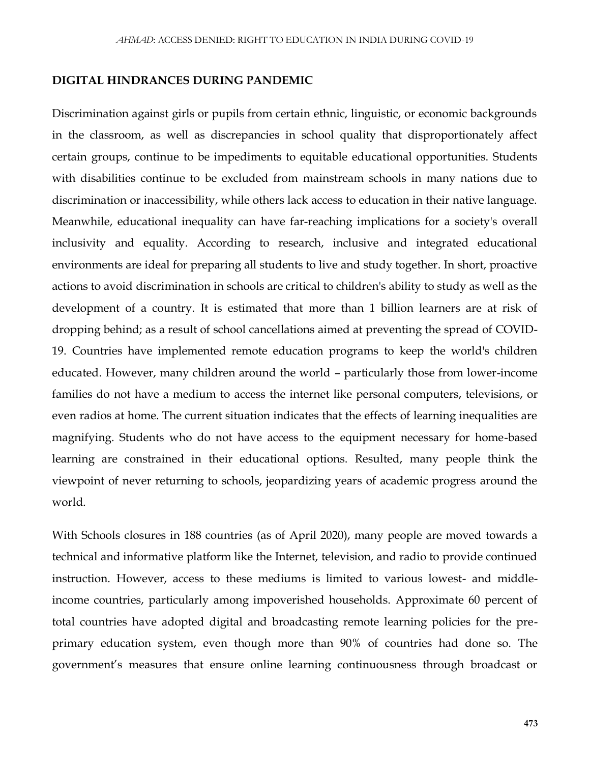**DIGITAL HINDRANCES DURING PANDEMIC**

Discrimination against girls or pupils from certain ethnic, linguistic, or economic backgrounds in the classroom, as well as discrepancies in school quality that disproportionately affect certain groups, continue to be impediments to equitable educational opportunities. Students with disabilities continue to be excluded from mainstream schools in many nations due to discrimination or inaccessibility, while others lack access to education in their native language. Meanwhile, educational inequality can have far-reaching implications for a society's overall inclusivity and equality. According to research, inclusive and integrated educational environments are ideal for preparing all students to live and study together. In short, proactive actions to avoid discrimination in schools are critical to children's ability to study as well as the development of a country. It is estimated that more than 1 billion learners are at risk of dropping behind; as a result of school cancellations aimed at preventing the spread of COVID-19. Countries have implemented remote education programs to keep the world's children educated. However, many children around the world – particularly those from lower-income families do not have a medium to access the internet like personal computers, televisions, or even radios at home. The current situation indicates that the effects of learning inequalities are magnifying. Students who do not have access to the equipment necessary for home-based learning are constrained in their educational options. Resulted, many people think the viewpoint of never returning to schools, jeopardizing years of academic progress around the world.

With Schools closures in 188 countries (as of April 2020), many people are moved towards a technical and informative platform like the Internet, television, and radio to provide continued instruction. However, access to these mediums is limited to various lowest- and middle-income countries, particularly among impoverished households. Approximate 60 percent of total countries have adopted digital and broadcasting remote learning policies for the pre-primary education system, even though more than 90% of countries had done so. The government's measures that ensure online learning continuousness through broadcast or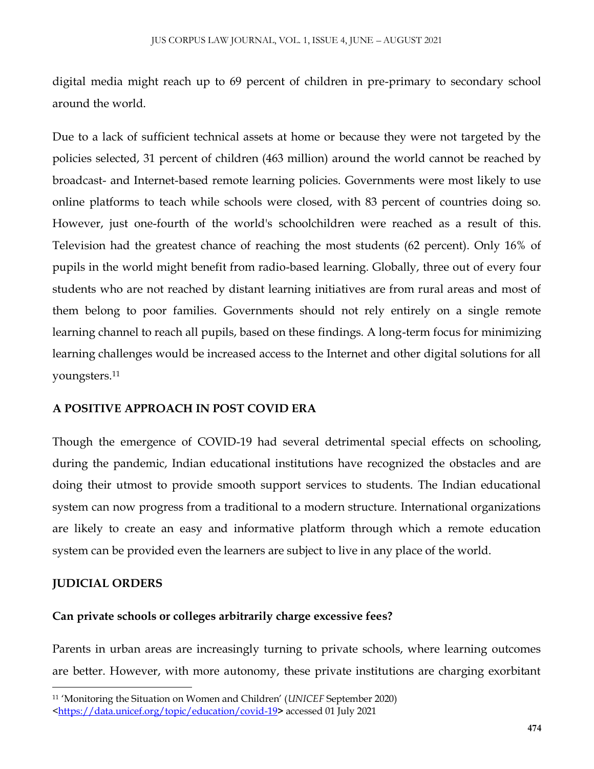digital media might reach up to 69 percent of children in pre-primary to secondary school around the world.

Due to a lack of sufficient technical assets at home or because they were not targeted by the policies selected, 31 percent of children (463 million) around the world cannot be reached by broadcast- and Internet-based remote learning policies. Governments were most likely to use online platforms to teach while schools were closed, with 83 percent of countries doing so. However, just one-fourth of the world's schoolchildren were reached as a result of this. Television had the greatest chance of reaching the most students (62 percent). Only 16% of pupils in the world might benefit from radio-based learning. Globally, three out of every four students who are not reached by distant learning initiatives are from rural areas and most of them belong to poor families. Governments should not rely entirely on a single remote learning channel to reach all pupils, based on these findings. A long-term focus for minimizing learning challenges would be increased access to the Internet and other digital solutions for all youngsters.[11]

## A POSITIVE APPROACH IN POST COVID ERA

Though the emergence of COVID-19 had several detrimental special effects on schooling, during the pandemic, Indian educational institutions have recognized the obstacles and are doing their utmost to provide smooth support services to students. The Indian educational system can now progress from a traditional to a modern structure. International organizations are likely to create an easy and informative platform through which a remote education system can be provided even the learners are subject to live in any place of the world.

## JUDICIAL ORDERS

### Can private schools or colleges arbitrarily charge excessive fees?

Parents in urban areas are increasingly turning to private schools, where learning outcomes are better. However, with more autonomy, these private institutions are charging exorbitant

---

[11] 'Monitoring the Situation on Women and Children' (*UNICEF* September 2020) <https://data.unicef.org/topic/education/covid-19> accessed 01 July 2021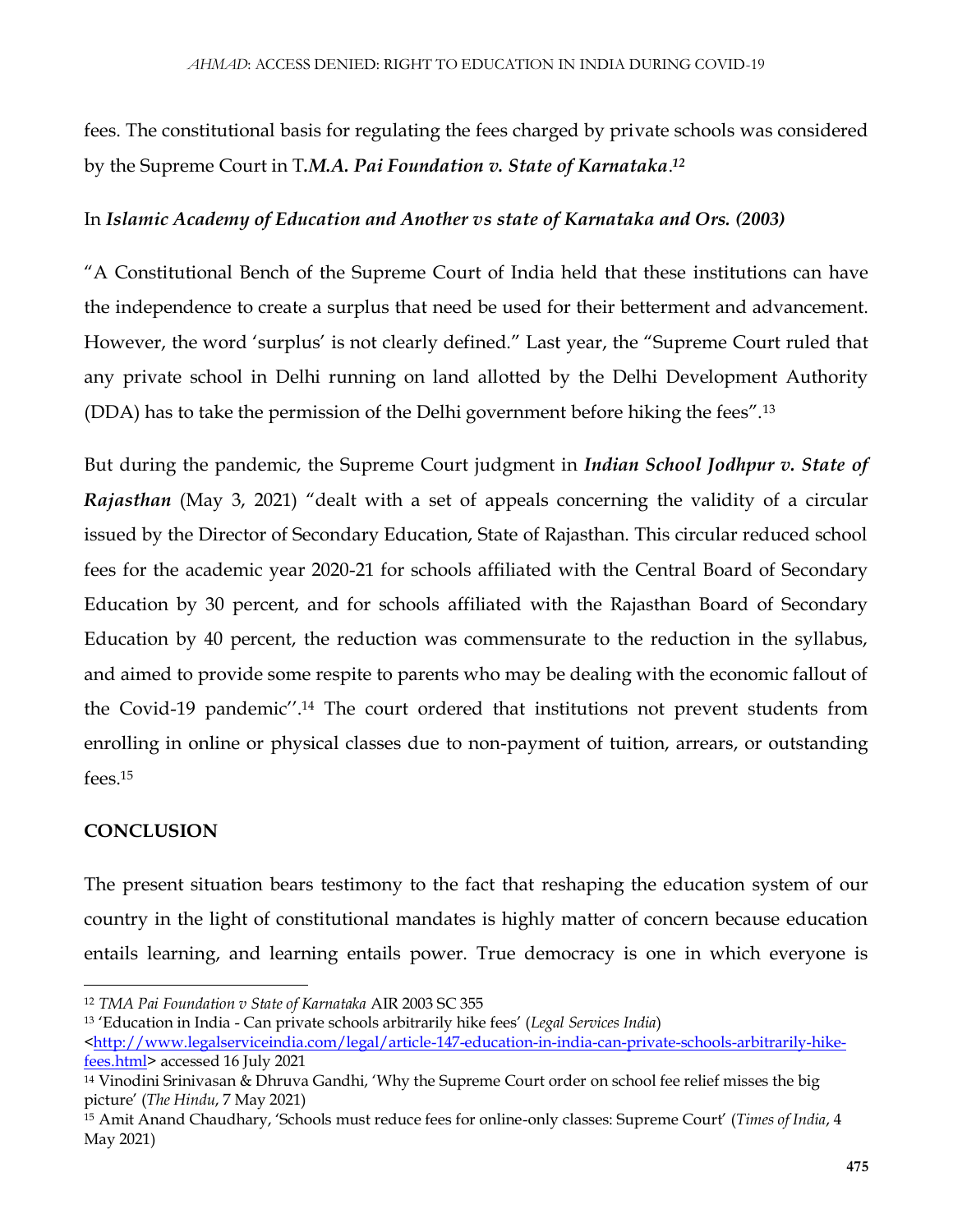fees. The constitutional basis for regulating the fees charged by private schools was considered by the Supreme Court in T.***M.A. Pai Foundation v. State of Karnataka***.[12]

In ***Islamic Academy of Education and Another vs state of Karnataka and Ors. (2003)***

"A Constitutional Bench of the Supreme Court of India held that these institutions can have the independence to create a surplus that need be used for their betterment and advancement. However, the word 'surplus' is not clearly defined." Last year, the "Supreme Court ruled that any private school in Delhi running on land allotted by the Delhi Development Authority (DDA) has to take the permission of the Delhi government before hiking the fees".[13]

But during the pandemic, the Supreme Court judgment in ***Indian School Jodhpur v. State of Rajasthan*** (May 3, 2021) "dealt with a set of appeals concerning the validity of a circular issued by the Director of Secondary Education, State of Rajasthan. This circular reduced school fees for the academic year 2020-21 for schools affiliated with the Central Board of Secondary Education by 30 percent, and for schools affiliated with the Rajasthan Board of Secondary Education by 40 percent, the reduction was commensurate to the reduction in the syllabus, and aimed to provide some respite to parents who may be dealing with the economic fallout of the Covid-19 pandemic''.[14] The court ordered that institutions not prevent students from enrolling in online or physical classes due to non-payment of tuition, arrears, or outstanding fees.[15]

## CONCLUSION

The present situation bears testimony to the fact that reshaping the education system of our country in the light of constitutional mandates is highly matter of concern because education entails learning, and learning entails power. True democracy is one in which everyone is

---

[12] *TMA Pai Foundation v State of Karnataka* AIR 2003 SC 355

[13] 'Education in India - Can private schools arbitrarily hike fees' (*Legal Services India*) <http://www.legalserviceindia.com/legal/article-147-education-in-india-can-private-schools-arbitrarily-hike-fees.html> accessed 16 July 2021

[14] Vinodini Srinivasan & Dhruva Gandhi, 'Why the Supreme Court order on school fee relief misses the big picture' (*The Hindu*, 7 May 2021)

[15] Amit Anand Chaudhary, 'Schools must reduce fees for online-only classes: Supreme Court' (*Times of India*, 4 May 2021)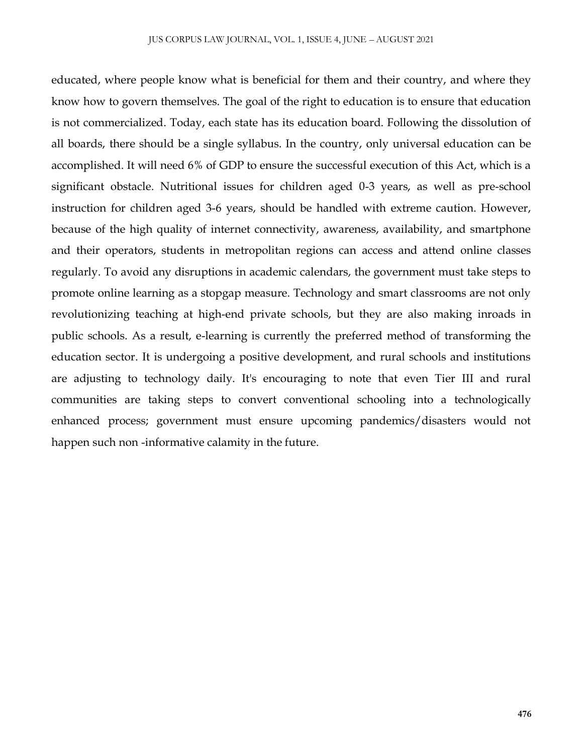educated, where people know what is beneficial for them and their country, and where they know how to govern themselves. The goal of the right to education is to ensure that education is not commercialized. Today, each state has its education board. Following the dissolution of all boards, there should be a single syllabus. In the country, only universal education can be accomplished. It will need 6% of GDP to ensure the successful execution of this Act, which is a significant obstacle. Nutritional issues for children aged 0-3 years, as well as pre-school instruction for children aged 3-6 years, should be handled with extreme caution. However, because of the high quality of internet connectivity, awareness, availability, and smartphone and their operators, students in metropolitan regions can access and attend online classes regularly. To avoid any disruptions in academic calendars, the government must take steps to promote online learning as a stopgap measure. Technology and smart classrooms are not only revolutionizing teaching at high-end private schools, but they are also making inroads in public schools. As a result, e-learning is currently the preferred method of transforming the education sector. It is undergoing a positive development, and rural schools and institutions are adjusting to technology daily. It's encouraging to note that even Tier III and rural communities are taking steps to convert conventional schooling into a technologically enhanced process; government must ensure upcoming pandemics/disasters would not happen such non -informative calamity in the future.